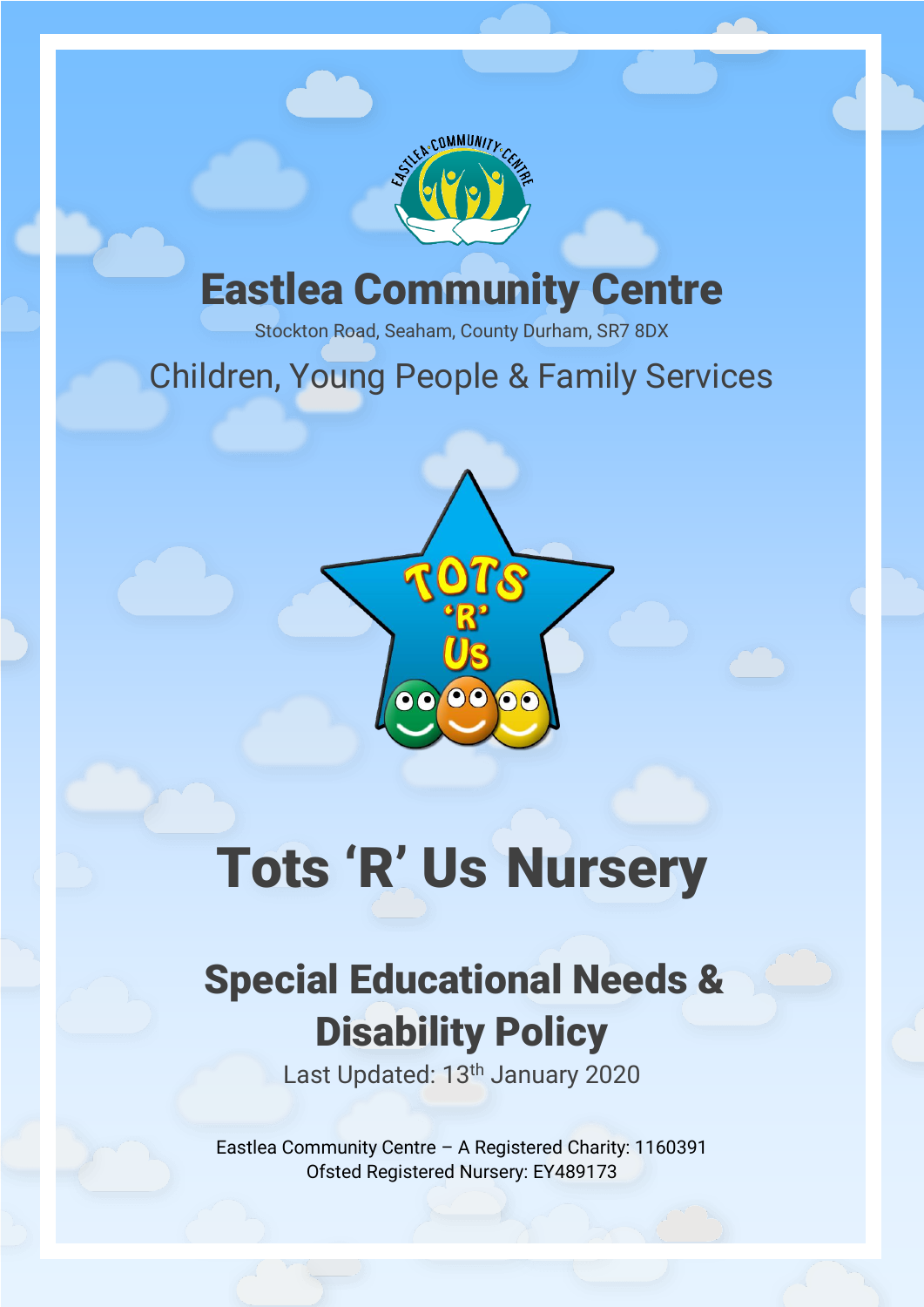# Eastlea Community Centre

Stockton Road, Seaham, County Durham, SR7 8DX

Children, Young People & Family Services

# Tots ‘R’ Us Nursery

## Special Educational Needs & Disability Policy

Last Updated: 13th January 2020

Eastlea Community Centre – A Registered Charity: 1160391
Ofsted Registered Nursery: EY489173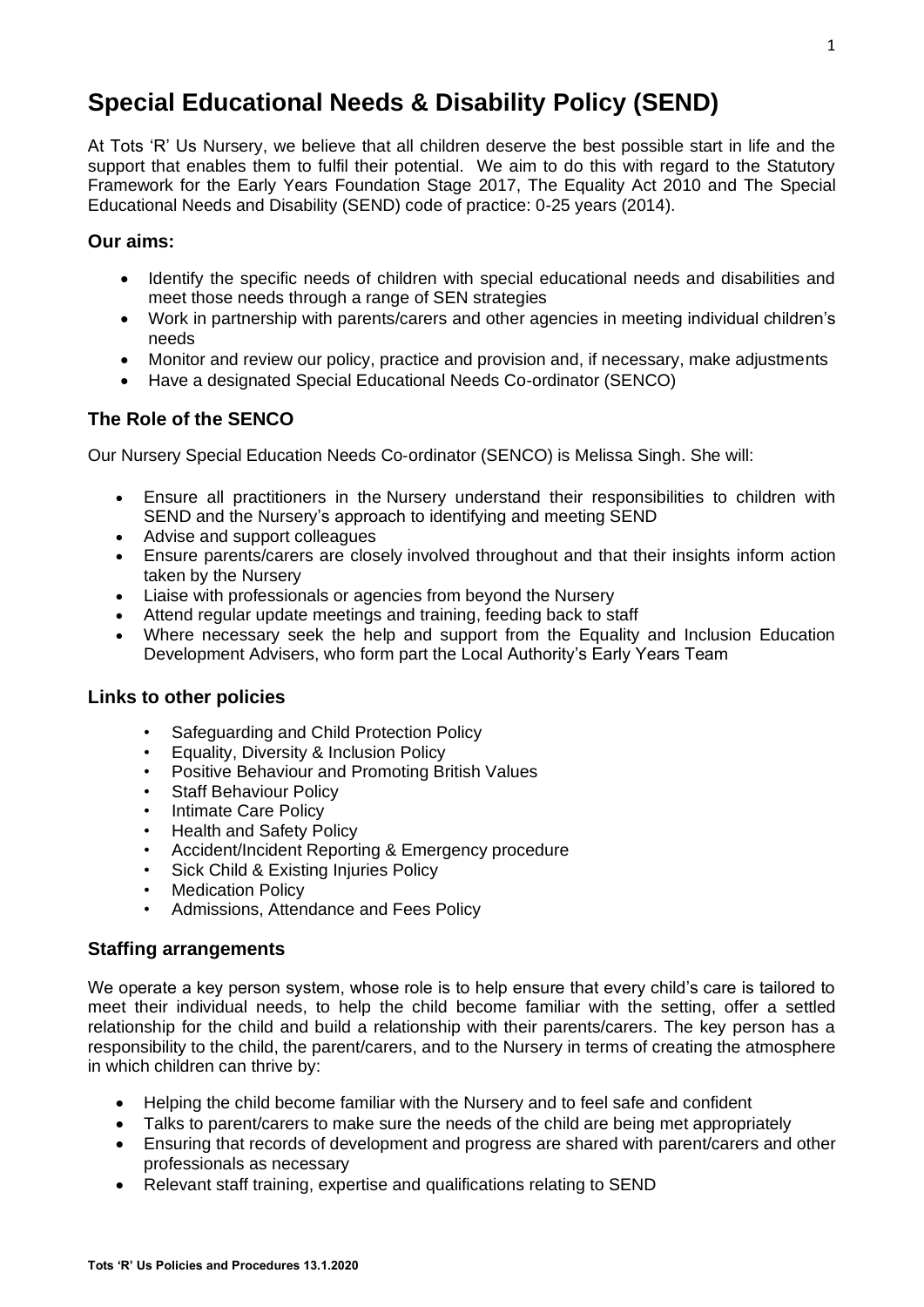# Special Educational Needs & Disability Policy (SEND)

At Tots 'R' Us Nursery, we believe that all children deserve the best possible start in life and the support that enables them to fulfil their potential. We aim to do this with regard to the Statutory Framework for the Early Years Foundation Stage 2017, The Equality Act 2010 and The Special Educational Needs and Disability (SEND) code of practice: 0-25 years (2014).

### Our aims:

- Identify the specific needs of children with special educational needs and disabilities and meet those needs through a range of SEN strategies
- Work in partnership with parents/carers and other agencies in meeting individual children's needs
- Monitor and review our policy, practice and provision and, if necessary, make adjustments
- Have a designated Special Educational Needs Co-ordinator (SENCO)

### The Role of the SENCO

Our Nursery Special Education Needs Co-ordinator (SENCO) is Melissa Singh. She will:

- Ensure all practitioners in the Nursery understand their responsibilities to children with SEND and the Nursery's approach to identifying and meeting SEND
- Advise and support colleagues
- Ensure parents/carers are closely involved throughout and that their insights inform action taken by the Nursery
- Liaise with professionals or agencies from beyond the Nursery
- Attend regular update meetings and training, feeding back to staff
- Where necessary seek the help and support from the Equality and Inclusion Education Development Advisers, who form part the Local Authority's Early Years Team

### Links to other policies

- Safeguarding and Child Protection Policy
- Equality, Diversity & Inclusion Policy
- Positive Behaviour and Promoting British Values
- Staff Behaviour Policy
- Intimate Care Policy
- Health and Safety Policy
- Accident/Incident Reporting & Emergency procedure
- Sick Child & Existing Injuries Policy
- Medication Policy
- Admissions, Attendance and Fees Policy

### Staffing arrangements

We operate a key person system, whose role is to help ensure that every child's care is tailored to meet their individual needs, to help the child become familiar with the setting, offer a settled relationship for the child and build a relationship with their parents/carers. The key person has a responsibility to the child, the parent/carers, and to the Nursery in terms of creating the atmosphere in which children can thrive by:

- Helping the child become familiar with the Nursery and to feel safe and confident
- Talks to parent/carers to make sure the needs of the child are being met appropriately
- Ensuring that records of development and progress are shared with parent/carers and other professionals as necessary
- Relevant staff training, expertise and qualifications relating to SEND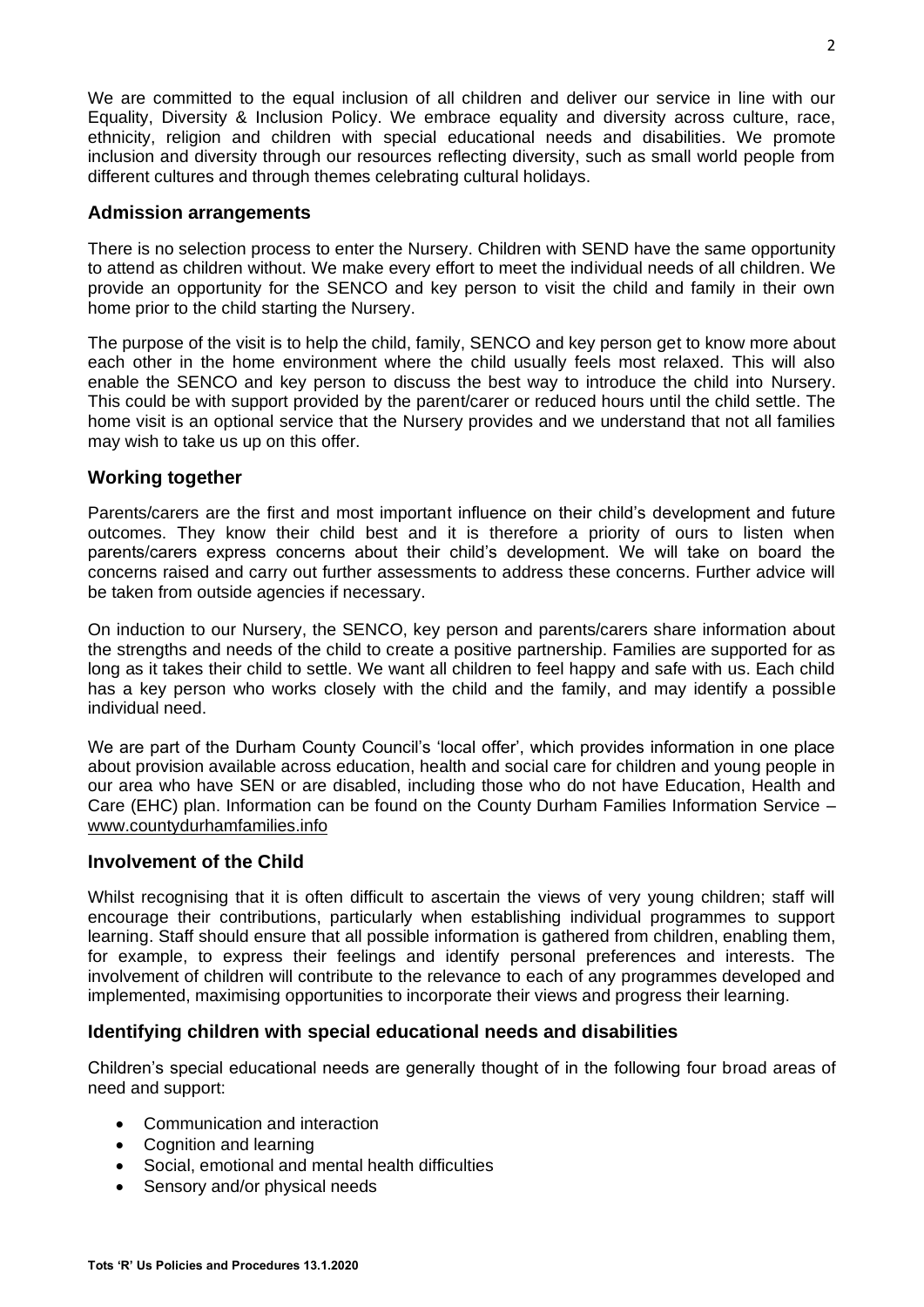We are committed to the equal inclusion of all children and deliver our service in line with our Equality, Diversity & Inclusion Policy. We embrace equality and diversity across culture, race, ethnicity, religion and children with special educational needs and disabilities. We promote inclusion and diversity through our resources reflecting diversity, such as small world people from different cultures and through themes celebrating cultural holidays.

## Admission arrangements

There is no selection process to enter the Nursery. Children with SEND have the same opportunity to attend as children without. We make every effort to meet the individual needs of all children. We provide an opportunity for the SENCO and key person to visit the child and family in their own home prior to the child starting the Nursery.

The purpose of the visit is to help the child, family, SENCO and key person get to know more about each other in the home environment where the child usually feels most relaxed. This will also enable the SENCO and key person to discuss the best way to introduce the child into Nursery. This could be with support provided by the parent/carer or reduced hours until the child settle. The home visit is an optional service that the Nursery provides and we understand that not all families may wish to take us up on this offer.

## Working together

Parents/carers are the first and most important influence on their child's development and future outcomes. They know their child best and it is therefore a priority of ours to listen when parents/carers express concerns about their child's development. We will take on board the concerns raised and carry out further assessments to address these concerns. Further advice will be taken from outside agencies if necessary.

On induction to our Nursery, the SENCO, key person and parents/carers share information about the strengths and needs of the child to create a positive partnership. Families are supported for as long as it takes their child to settle. We want all children to feel happy and safe with us. Each child has a key person who works closely with the child and the family, and may identify a possible individual need.

We are part of the Durham County Council's 'local offer', which provides information in one place about provision available across education, health and social care for children and young people in our area who have SEN or are disabled, including those who do not have Education, Health and Care (EHC) plan. Information can be found on the County Durham Families Information Service – www.countydurhamfamilies.info

## Involvement of the Child

Whilst recognising that it is often difficult to ascertain the views of very young children; staff will encourage their contributions, particularly when establishing individual programmes to support learning. Staff should ensure that all possible information is gathered from children, enabling them, for example, to express their feelings and identify personal preferences and interests. The involvement of children will contribute to the relevance to each of any programmes developed and implemented, maximising opportunities to incorporate their views and progress their learning.

## Identifying children with special educational needs and disabilities

Children's special educational needs are generally thought of in the following four broad areas of need and support:

- Communication and interaction
- Cognition and learning
- Social, emotional and mental health difficulties
- Sensory and/or physical needs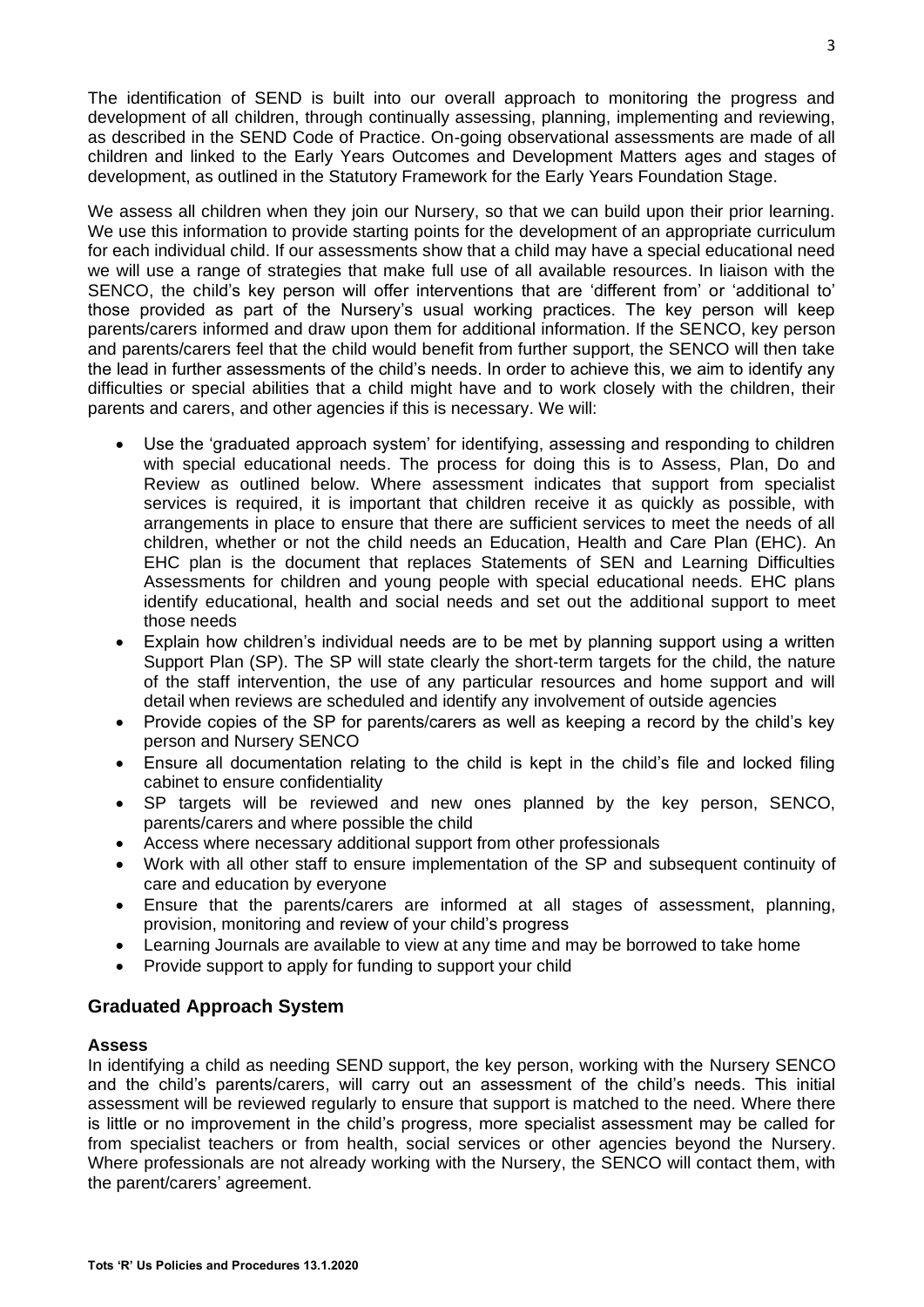The identification of SEND is built into our overall approach to monitoring the progress and development of all children, through continually assessing, planning, implementing and reviewing, as described in the SEND Code of Practice. On-going observational assessments are made of all children and linked to the Early Years Outcomes and Development Matters ages and stages of development, as outlined in the Statutory Framework for the Early Years Foundation Stage.

We assess all children when they join our Nursery, so that we can build upon their prior learning. We use this information to provide starting points for the development of an appropriate curriculum for each individual child. If our assessments show that a child may have a special educational need we will use a range of strategies that make full use of all available resources. In liaison with the SENCO, the child's key person will offer interventions that are 'different from' or 'additional to' those provided as part of the Nursery's usual working practices. The key person will keep parents/carers informed and draw upon them for additional information. If the SENCO, key person and parents/carers feel that the child would benefit from further support, the SENCO will then take the lead in further assessments of the child's needs. In order to achieve this, we aim to identify any difficulties or special abilities that a child might have and to work closely with the children, their parents and carers, and other agencies if this is necessary. We will:

- Use the 'graduated approach system' for identifying, assessing and responding to children with special educational needs. The process for doing this is to Assess, Plan, Do and Review as outlined below. Where assessment indicates that support from specialist services is required, it is important that children receive it as quickly as possible, with arrangements in place to ensure that there are sufficient services to meet the needs of all children, whether or not the child needs an Education, Health and Care Plan (EHC). An EHC plan is the document that replaces Statements of SEN and Learning Difficulties Assessments for children and young people with special educational needs. EHC plans identify educational, health and social needs and set out the additional support to meet those needs
- Explain how children's individual needs are to be met by planning support using a written Support Plan (SP). The SP will state clearly the short-term targets for the child, the nature of the staff intervention, the use of any particular resources and home support and will detail when reviews are scheduled and identify any involvement of outside agencies
- Provide copies of the SP for parents/carers as well as keeping a record by the child's key person and Nursery SENCO
- Ensure all documentation relating to the child is kept in the child's file and locked filing cabinet to ensure confidentiality
- SP targets will be reviewed and new ones planned by the key person, SENCO, parents/carers and where possible the child
- Access where necessary additional support from other professionals
- Work with all other staff to ensure implementation of the SP and subsequent continuity of care and education by everyone
- Ensure that the parents/carers are informed at all stages of assessment, planning, provision, monitoring and review of your child's progress
- Learning Journals are available to view at any time and may be borrowed to take home
- Provide support to apply for funding to support your child

## Graduated Approach System

**Assess**

In identifying a child as needing SEND support, the key person, working with the Nursery SENCO and the child's parents/carers, will carry out an assessment of the child's needs. This initial assessment will be reviewed regularly to ensure that support is matched to the need. Where there is little or no improvement in the child's progress, more specialist assessment may be called for from specialist teachers or from health, social services or other agencies beyond the Nursery. Where professionals are not already working with the Nursery, the SENCO will contact them, with the parent/carers' agreement.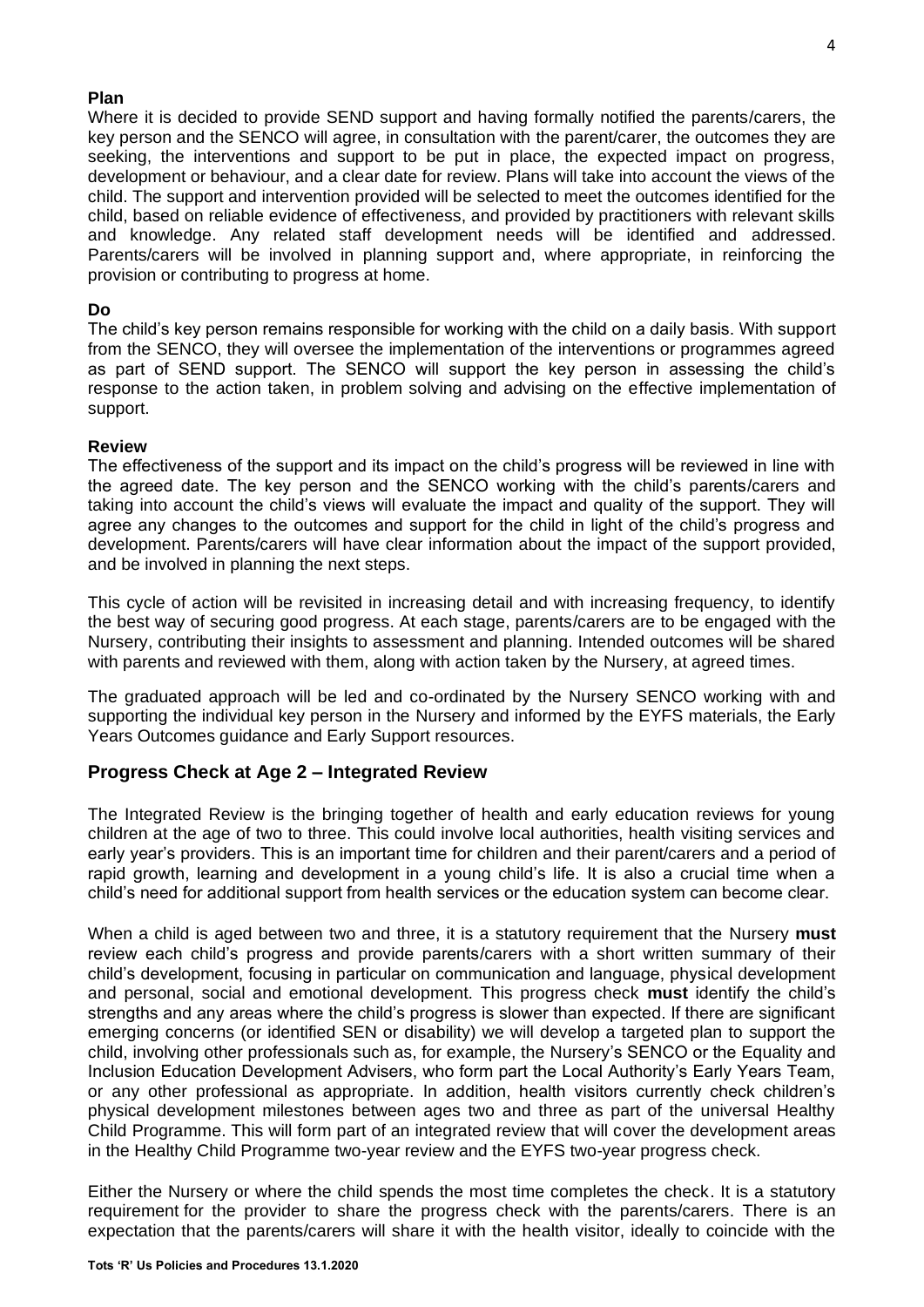**Plan**

Where it is decided to provide SEND support and having formally notified the parents/carers, the key person and the SENCO will agree, in consultation with the parent/carer, the outcomes they are seeking, the interventions and support to be put in place, the expected impact on progress, development or behaviour, and a clear date for review. Plans will take into account the views of the child. The support and intervention provided will be selected to meet the outcomes identified for the child, based on reliable evidence of effectiveness, and provided by practitioners with relevant skills and knowledge. Any related staff development needs will be identified and addressed. Parents/carers will be involved in planning support and, where appropriate, in reinforcing the provision or contributing to progress at home.

**Do**

The child's key person remains responsible for working with the child on a daily basis. With support from the SENCO, they will oversee the implementation of the interventions or programmes agreed as part of SEND support. The SENCO will support the key person in assessing the child's response to the action taken, in problem solving and advising on the effective implementation of support.

**Review**

The effectiveness of the support and its impact on the child's progress will be reviewed in line with the agreed date. The key person and the SENCO working with the child's parents/carers and taking into account the child's views will evaluate the impact and quality of the support. They will agree any changes to the outcomes and support for the child in light of the child's progress and development. Parents/carers will have clear information about the impact of the support provided, and be involved in planning the next steps.

This cycle of action will be revisited in increasing detail and with increasing frequency, to identify the best way of securing good progress. At each stage, parents/carers are to be engaged with the Nursery, contributing their insights to assessment and planning. Intended outcomes will be shared with parents and reviewed with them, along with action taken by the Nursery, at agreed times.

The graduated approach will be led and co-ordinated by the Nursery SENCO working with and supporting the individual key person in the Nursery and informed by the EYFS materials, the Early Years Outcomes guidance and Early Support resources.

## Progress Check at Age 2 – Integrated Review

The Integrated Review is the bringing together of health and early education reviews for young children at the age of two to three. This could involve local authorities, health visiting services and early year's providers. This is an important time for children and their parent/carers and a period of rapid growth, learning and development in a young child's life. It is also a crucial time when a child's need for additional support from health services or the education system can become clear.

When a child is aged between two and three, it is a statutory requirement that the Nursery **must** review each child's progress and provide parents/carers with a short written summary of their child's development, focusing in particular on communication and language, physical development and personal, social and emotional development. This progress check **must** identify the child's strengths and any areas where the child's progress is slower than expected. If there are significant emerging concerns (or identified SEN or disability) we will develop a targeted plan to support the child, involving other professionals such as, for example, the Nursery's SENCO or the Equality and Inclusion Education Development Advisers, who form part the Local Authority's Early Years Team, or any other professional as appropriate. In addition, health visitors currently check children's physical development milestones between ages two and three as part of the universal Healthy Child Programme. This will form part of an integrated review that will cover the development areas in the Healthy Child Programme two-year review and the EYFS two-year progress check.

Either the Nursery or where the child spends the most time completes the check. It is a statutory requirement for the provider to share the progress check with the parents/carers. There is an expectation that the parents/carers will share it with the health visitor, ideally to coincide with the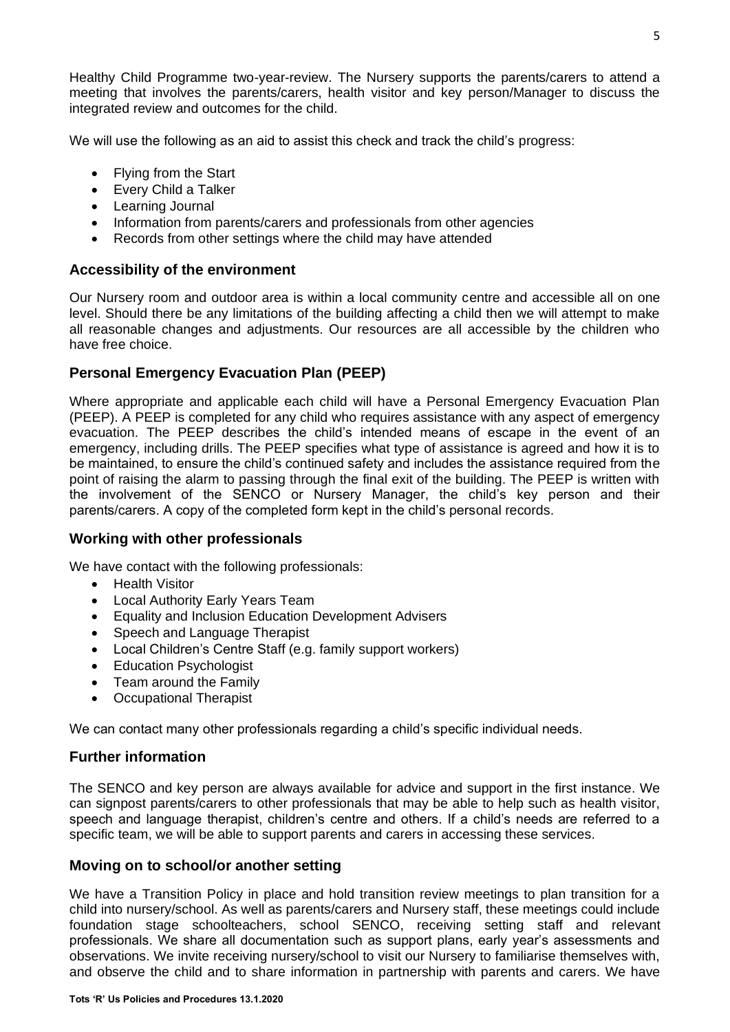Healthy Child Programme two-year-review. The Nursery supports the parents/carers to attend a meeting that involves the parents/carers, health visitor and key person/Manager to discuss the integrated review and outcomes for the child.

We will use the following as an aid to assist this check and track the child's progress:

- Flying from the Start
- Every Child a Talker
- Learning Journal
- Information from parents/carers and professionals from other agencies
- Records from other settings where the child may have attended

## Accessibility of the environment

Our Nursery room and outdoor area is within a local community centre and accessible all on one level. Should there be any limitations of the building affecting a child then we will attempt to make all reasonable changes and adjustments. Our resources are all accessible by the children who have free choice.

## Personal Emergency Evacuation Plan (PEEP)

Where appropriate and applicable each child will have a Personal Emergency Evacuation Plan (PEEP). A PEEP is completed for any child who requires assistance with any aspect of emergency evacuation. The PEEP describes the child's intended means of escape in the event of an emergency, including drills. The PEEP specifies what type of assistance is agreed and how it is to be maintained, to ensure the child's continued safety and includes the assistance required from the point of raising the alarm to passing through the final exit of the building. The PEEP is written with the involvement of the SENCO or Nursery Manager, the child's key person and their parents/carers. A copy of the completed form kept in the child's personal records.

## Working with other professionals

We have contact with the following professionals:

- Health Visitor
- Local Authority Early Years Team
- Equality and Inclusion Education Development Advisers
- Speech and Language Therapist
- Local Children's Centre Staff (e.g. family support workers)
- Education Psychologist
- Team around the Family
- Occupational Therapist

We can contact many other professionals regarding a child's specific individual needs.

## Further information

The SENCO and key person are always available for advice and support in the first instance. We can signpost parents/carers to other professionals that may be able to help such as health visitor, speech and language therapist, children's centre and others. If a child's needs are referred to a specific team, we will be able to support parents and carers in accessing these services.

## Moving on to school/or another setting

We have a Transition Policy in place and hold transition review meetings to plan transition for a child into nursery/school. As well as parents/carers and Nursery staff, these meetings could include foundation stage schoolteachers, school SENCO, receiving setting staff and relevant professionals. We share all documentation such as support plans, early year's assessments and observations. We invite receiving nursery/school to visit our Nursery to familiarise themselves with, and observe the child and to share information in partnership with parents and carers. We have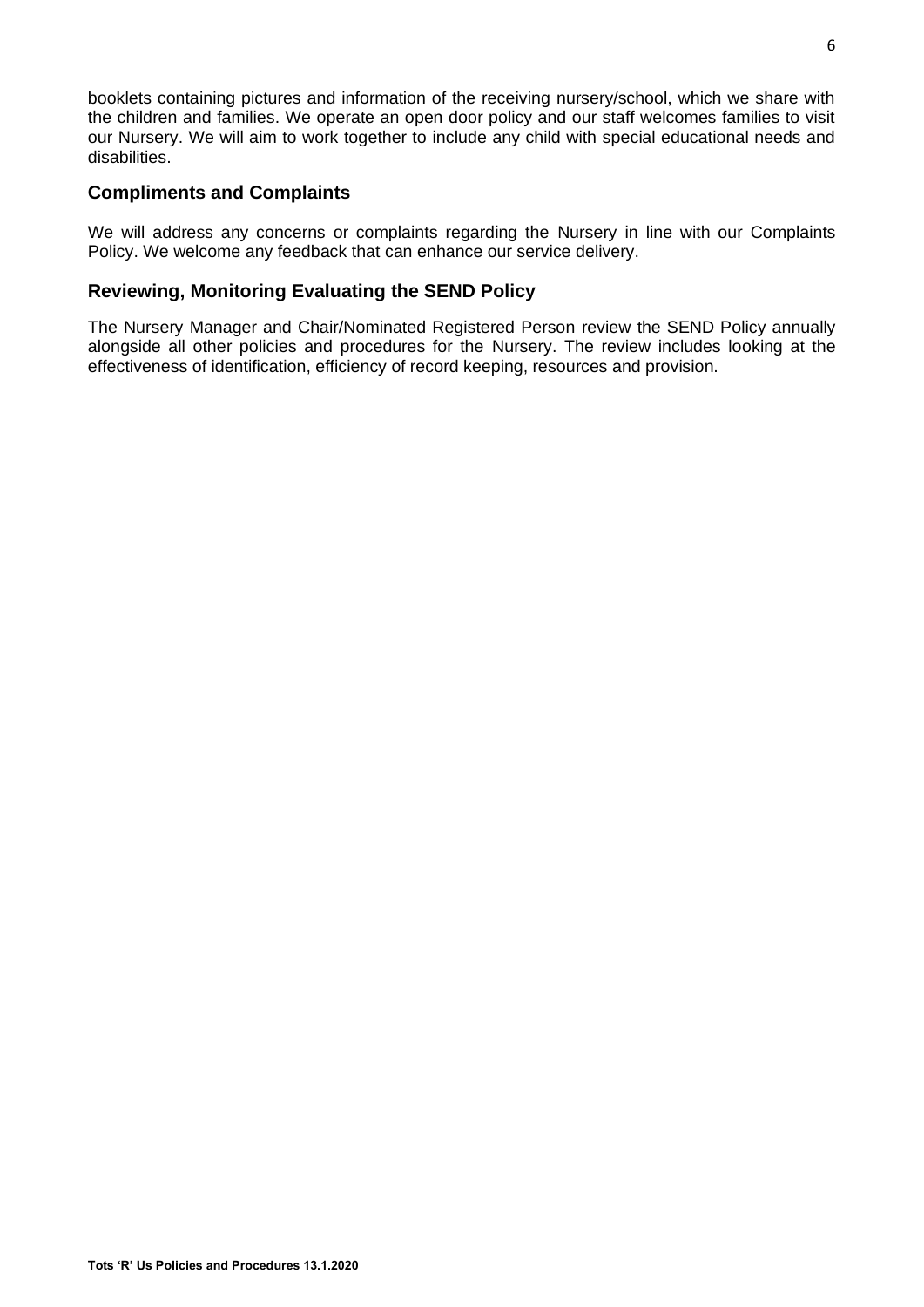booklets containing pictures and information of the receiving nursery/school, which we share with the children and families. We operate an open door policy and our staff welcomes families to visit our Nursery. We will aim to work together to include any child with special educational needs and disabilities.

## Compliments and Complaints

We will address any concerns or complaints regarding the Nursery in line with our Complaints Policy. We welcome any feedback that can enhance our service delivery.

## Reviewing, Monitoring Evaluating the SEND Policy

The Nursery Manager and Chair/Nominated Registered Person review the SEND Policy annually alongside all other policies and procedures for the Nursery. The review includes looking at the effectiveness of identification, efficiency of record keeping, resources and provision.